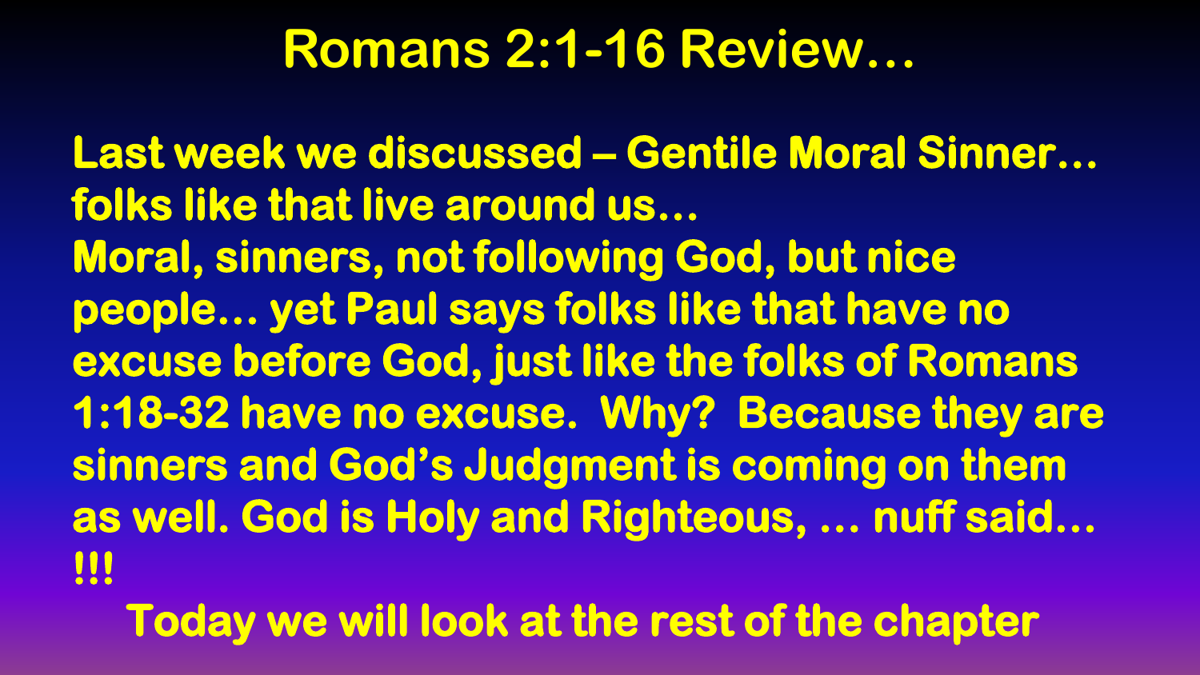# Romans 2:1-16 Review…

**Last week we discussed – Gentile Moral Sinner… folks like that live around us…
Moral, sinners, not following God, but nice people… yet Paul says folks like that have no excuse before God, just like the folks of Romans 1:18-32 have no excuse. Why? Because they are sinners and God's Judgment is coming on them as well. God is Holy and Righteous, … nuff said… !!!**

**Today we will look at the rest of the chapter**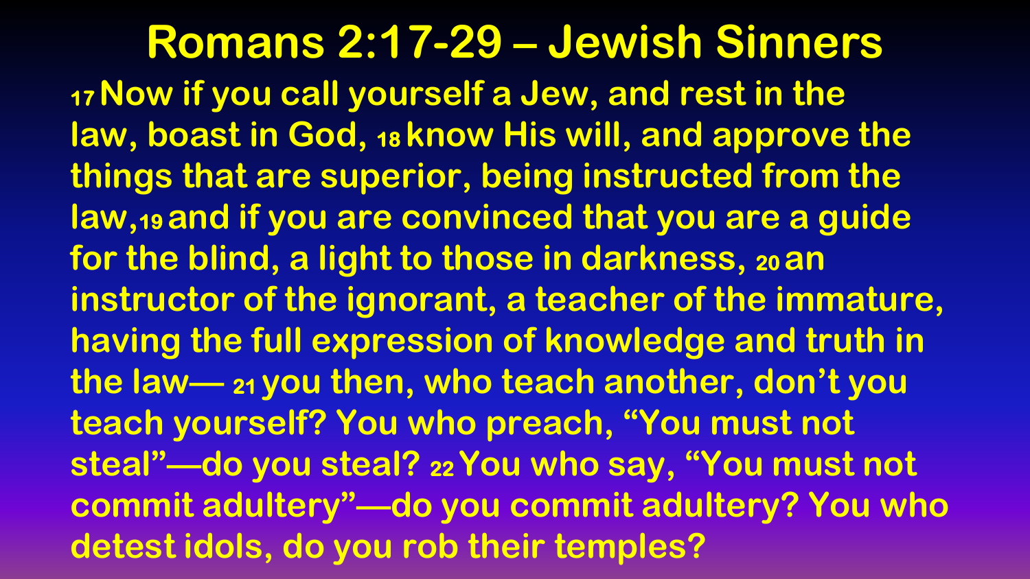# Romans 2:17-29 – Jewish Sinners

17 Now if you call yourself a Jew, and rest in the law, boast in God, 18 know His will, and approve the things that are superior, being instructed from the law, 19 and if you are convinced that you are a guide for the blind, a light to those in darkness, 20 an instructor of the ignorant, a teacher of the immature, having the full expression of knowledge and truth in the law— 21 you then, who teach another, don't you teach yourself? You who preach, "You must not steal"—do you steal? 22 You who say, "You must not commit adultery"—do you commit adultery? You who detest idols, do you rob their temples?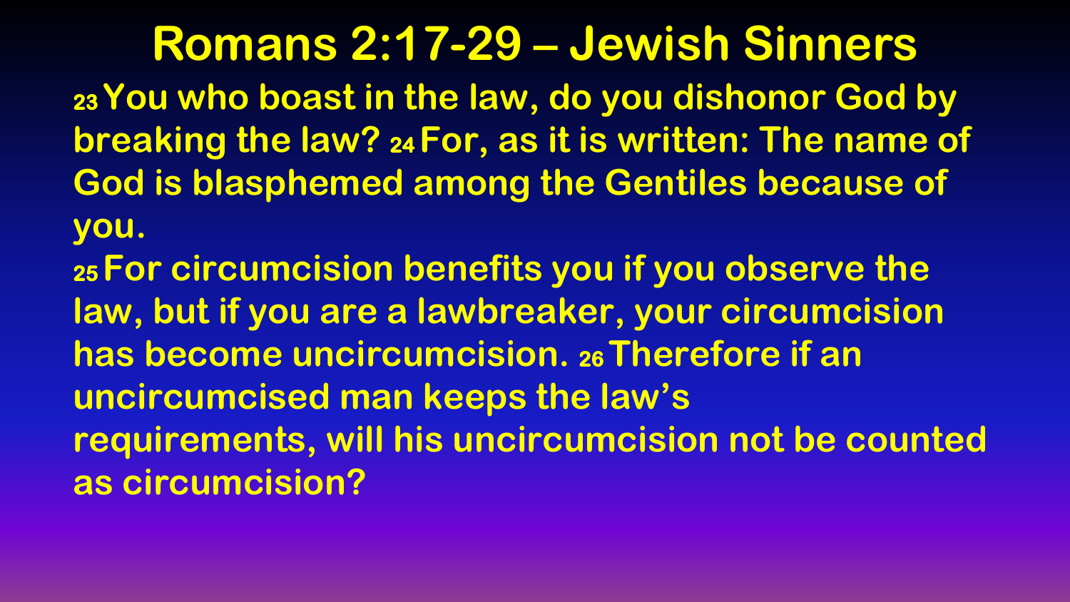# Romans 2:17-29 – Jewish Sinners

23 You who boast in the law, do you dishonor God by breaking the law? 24 For, as it is written: The name of God is blasphemed among the Gentiles because of you.

25 For circumcision benefits you if you observe the law, but if you are a lawbreaker, your circumcision has become uncircumcision. 26 Therefore if an uncircumcised man keeps the law's requirements, will his uncircumcision not be counted as circumcision?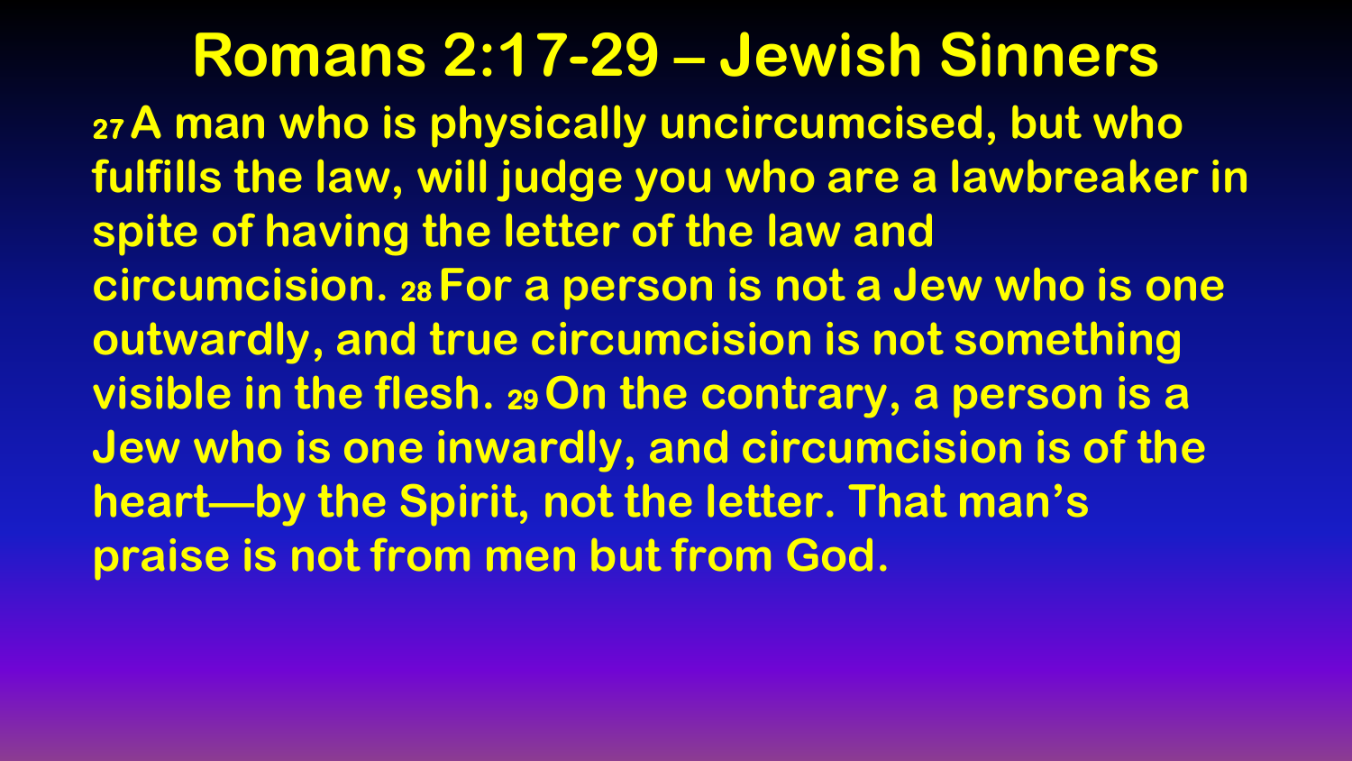# Romans 2:17-29 – Jewish Sinners

27 A man who is physically uncircumcised, but who fulfills the law, will judge you who are a lawbreaker in spite of having the letter of the law and circumcision. 28 For a person is not a Jew who is one outwardly, and true circumcision is not something visible in the flesh. 29 On the contrary, a person is a Jew who is one inwardly, and circumcision is of the heart—by the Spirit, not the letter. That man's praise is not from men but from God.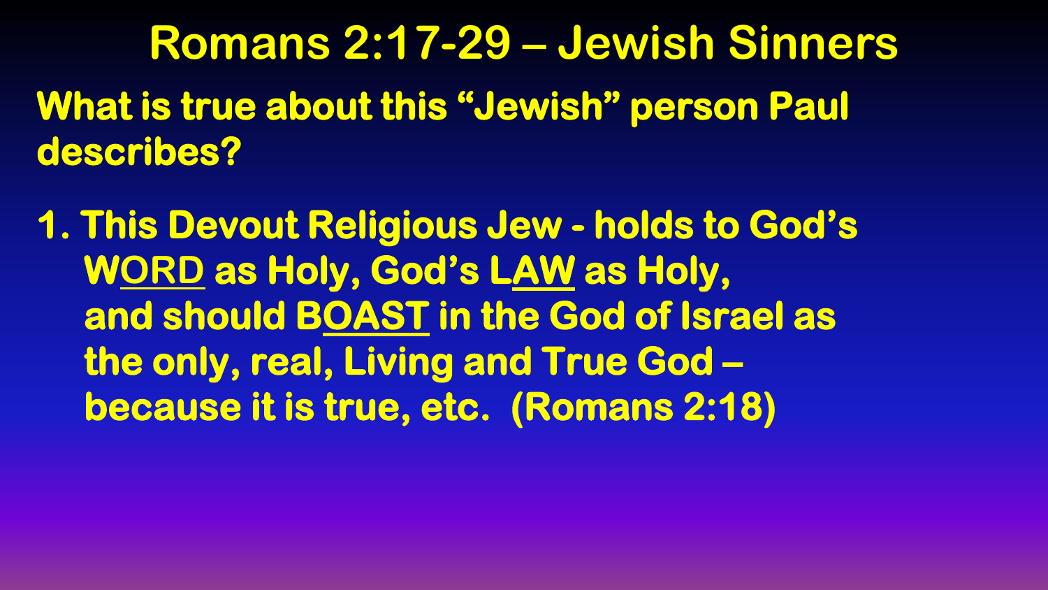# Romans 2:17-29 – Jewish Sinners

**What is true about this "Jewish" person Paul describes?**

**1. This Devout Religious Jew - holds to God's W<u>ORD</u> as Holy, God's L<u>AW</u> as Holy, and should B<u>OAST</u> in the God of Israel as the only, real, Living and True God – because it is true, etc. (Romans 2:18)**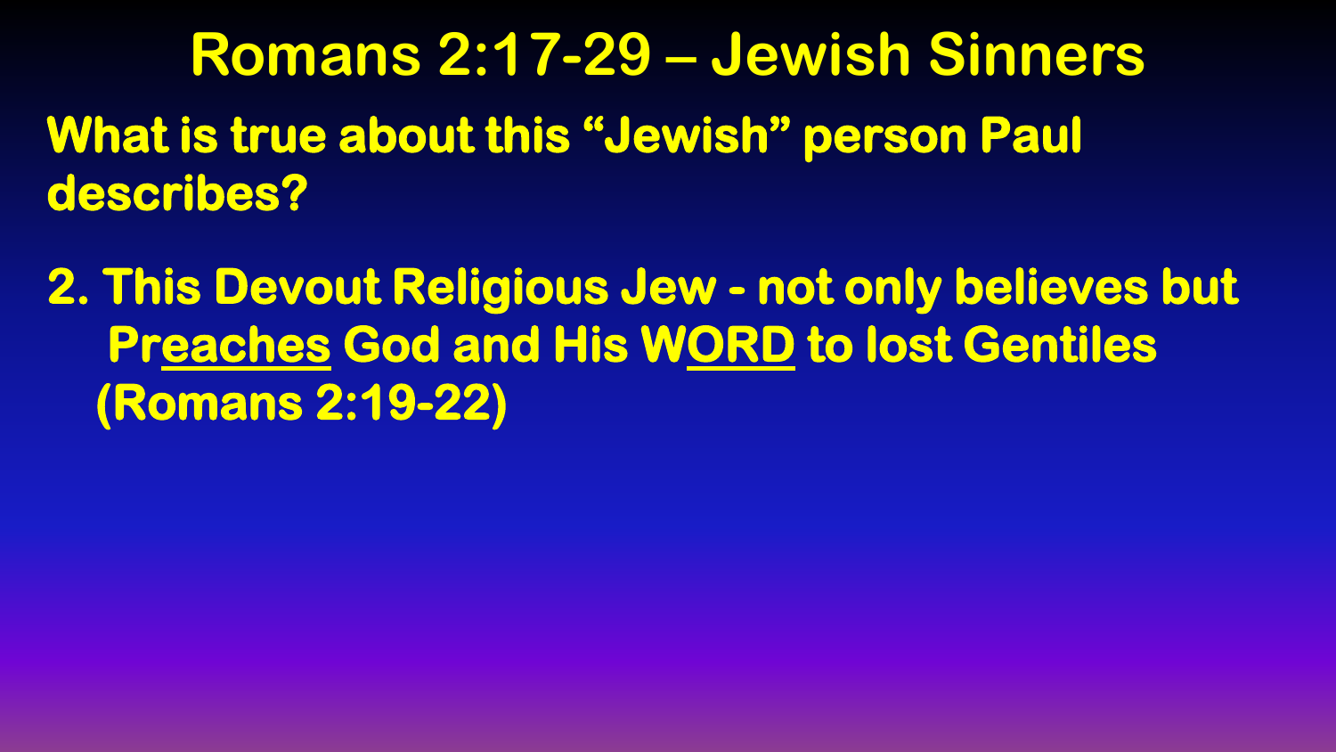# Romans 2:17-29 – Jewish Sinners

**What is true about this "Jewish" person Paul describes?**

**2. This Devout Religious Jew - not only believes but Pr<u>eaches</u> God and His W<u>ORD</u> to lost Gentiles (Romans 2:19-22)**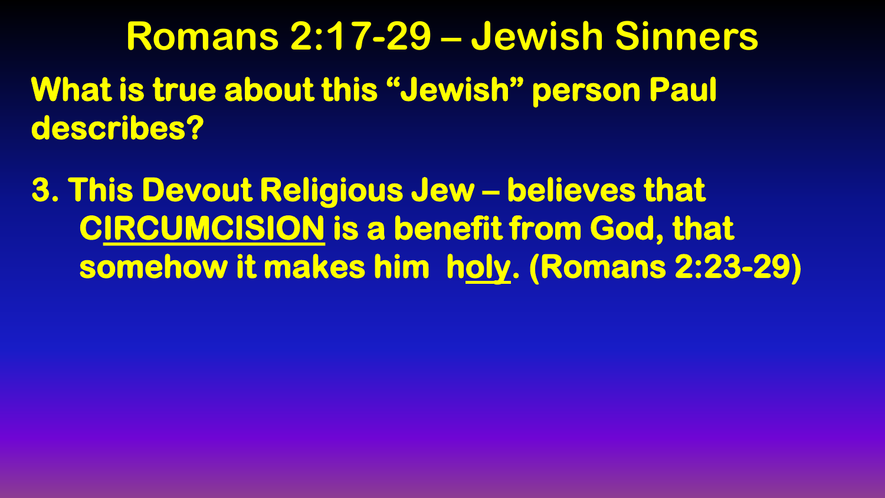# Romans 2:17-29 – Jewish Sinners

**What is true about this "Jewish" person Paul describes?**

**3. This Devout Religious Jew – believes that CIRCUMCISION is a benefit from God, that somehow it makes him holy. (Romans 2:23-29)**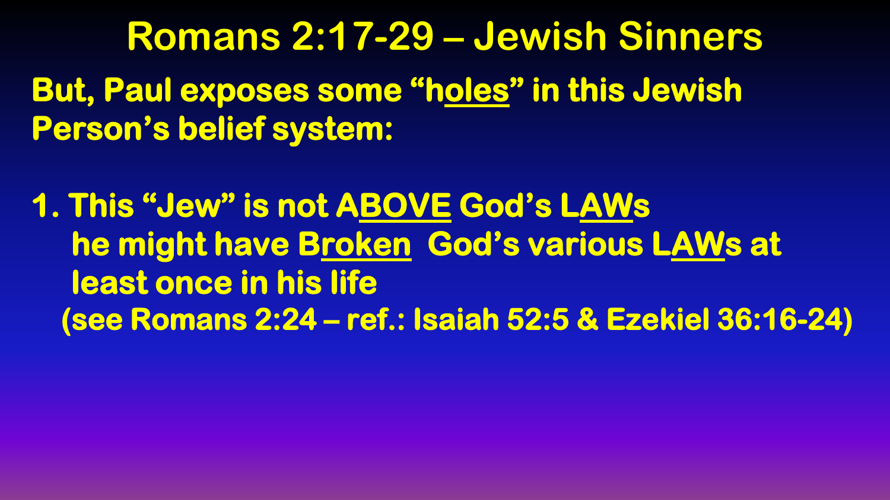# Romans 2:17-29 – Jewish Sinners

**But, Paul exposes some "holes" in this Jewish Person's belief system:**

**1. This "Jew" is not ABOVE God's LAWs**
**he might have Broken God's various LAWs at least once in his life**
**(see Romans 2:24 – ref.: Isaiah 52:5 & Ezekiel 36:16-24)**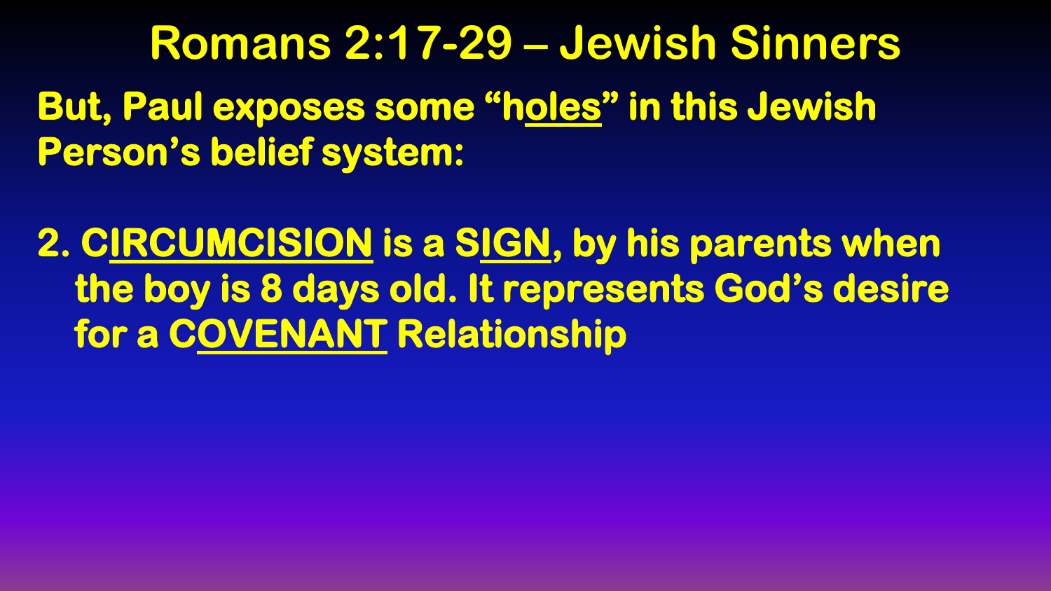# Romans 2:17-29 – Jewish Sinners

**But, Paul exposes some "holes" in this Jewish Person's belief system:**

**2. CIRCUMCISION is a SIGN, by his parents when the boy is 8 days old. It represents God's desire for a COVENANT Relationship**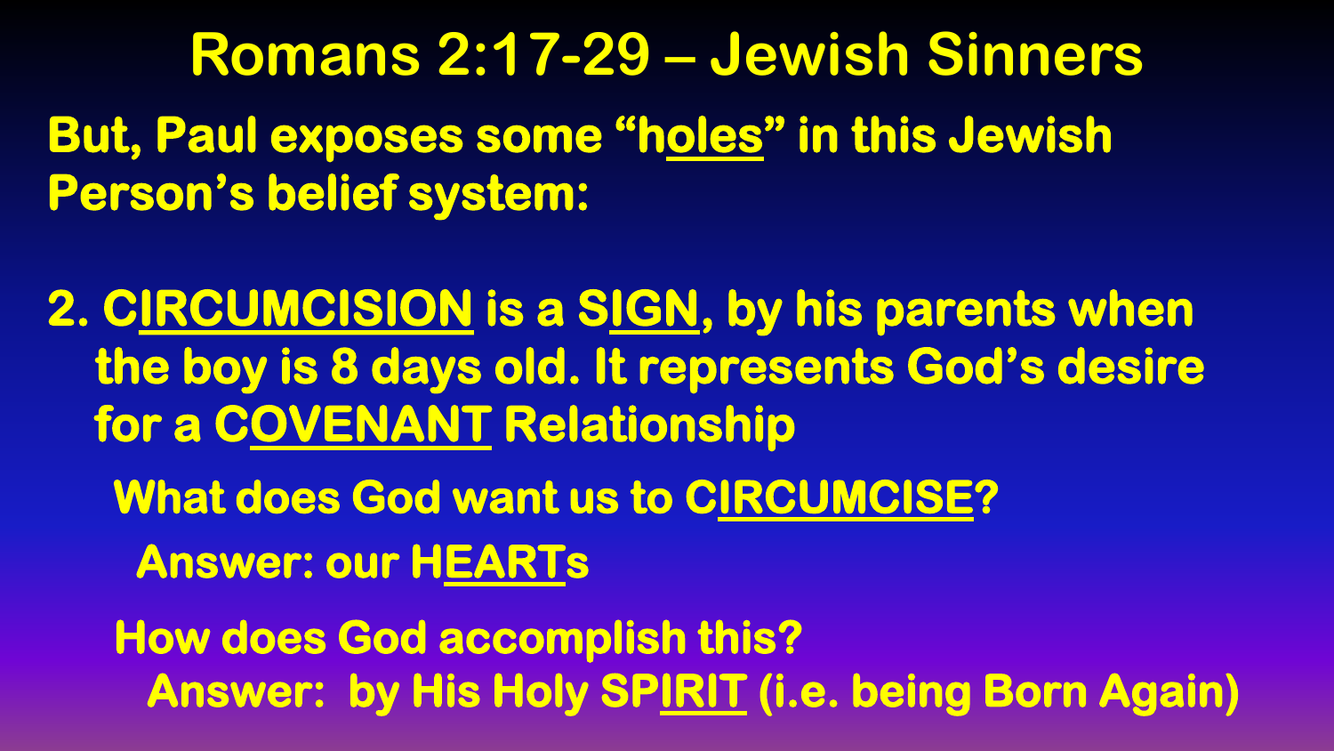# Romans 2:17-29 – Jewish Sinners

**But, Paul exposes some "holes" in this Jewish Person's belief system:**

**2. CIRCUMCISION is a SIGN, by his parents when the boy is 8 days old. It represents God's desire for a COVENANT Relationship**

**What does God want us to CIRCUMCISE?**

**Answer: our HEARTs**

**How does God accomplish this?**

**Answer: by His Holy SPIRIT (i.e. being Born Again)**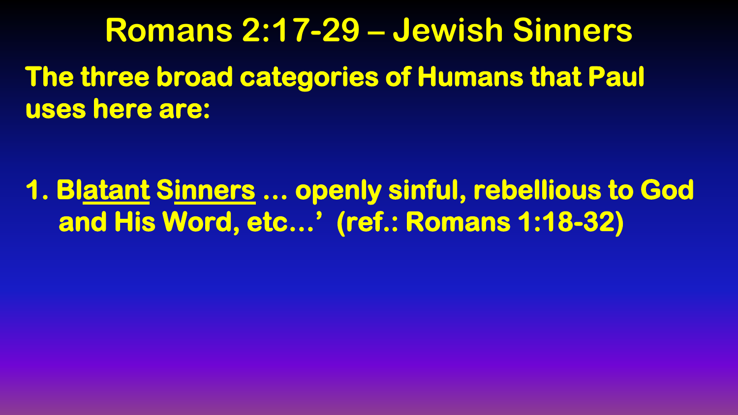# Romans 2:17-29 – Jewish Sinners

**The three broad categories of Humans that Paul uses here are:**

1. **Bl<u>atant</u> S<u>inners</u> … openly sinful, rebellious to God and His Word, etc…' (ref.: Romans 1:18-32)**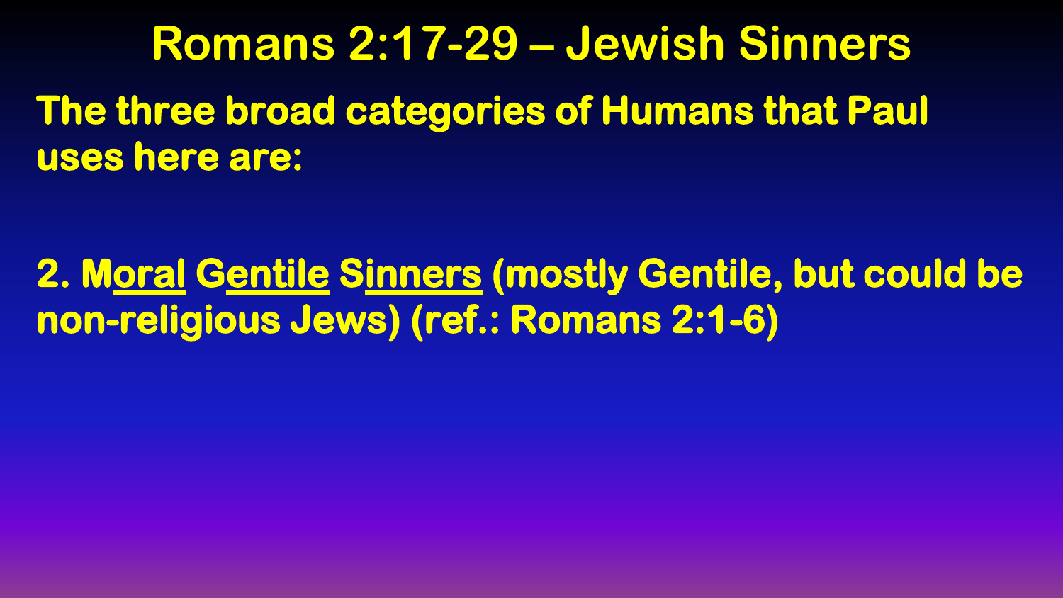# Romans 2:17-29 – Jewish Sinners

**The three broad categories of Humans that Paul uses here are:**

**2. M<u>oral</u> G<u>entile</u> S<u>inners</u> (mostly Gentile, but could be non-religious Jews) (ref.: Romans 2:1-6)**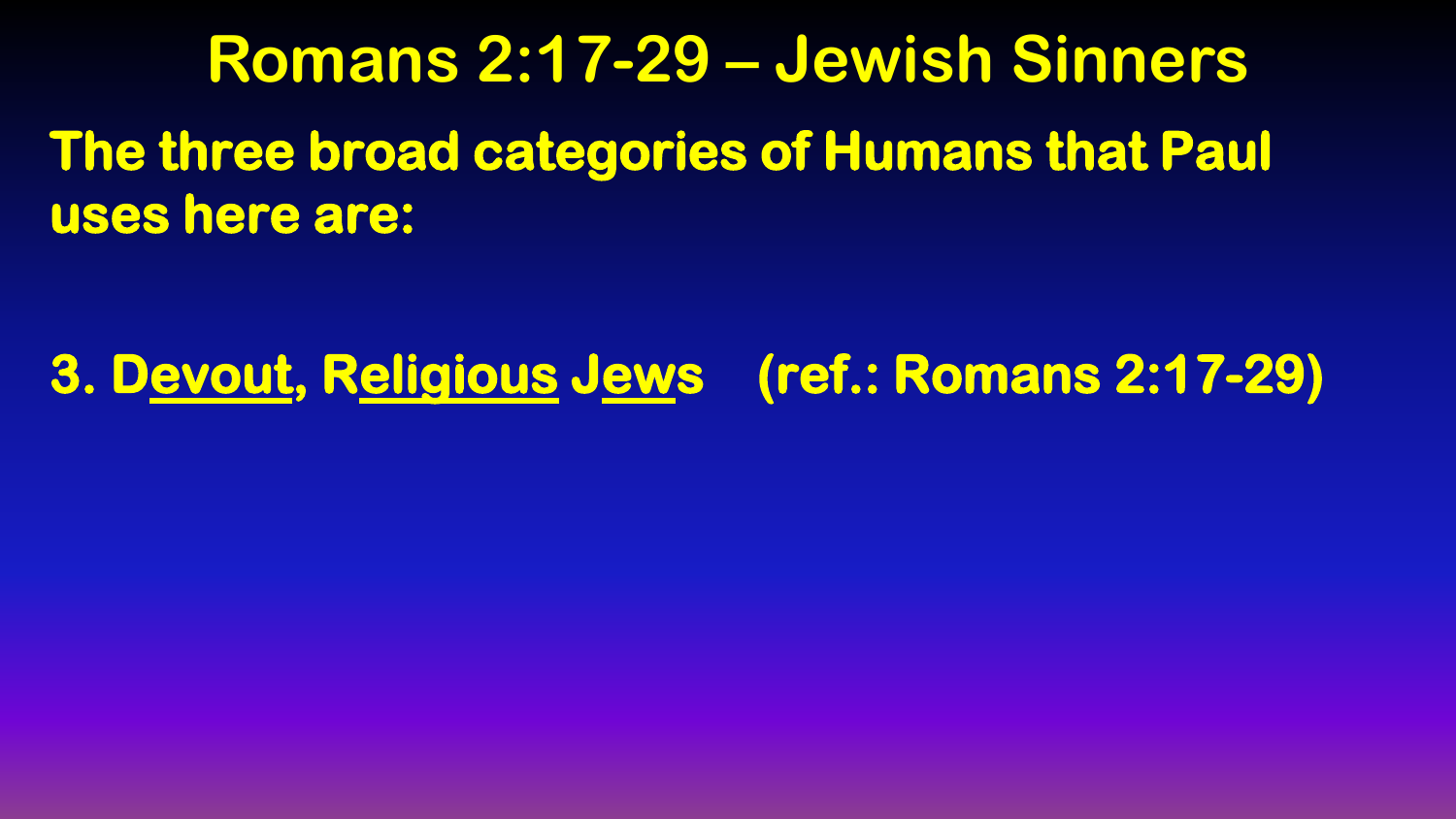# Romans 2:17-29 – Jewish Sinners

**The three broad categories of Humans that Paul uses here are:**

**3. D<u>evout</u>, R<u>eligious</u> J<u>ew</u>s (ref.: Romans 2:17-29)**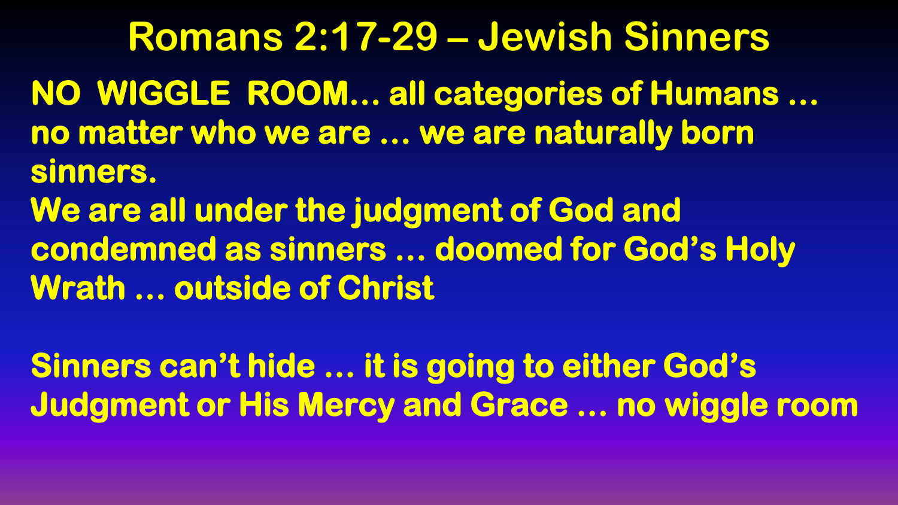# Romans 2:17-29 – Jewish Sinners

**NO WIGGLE ROOM… all categories of Humans … no matter who we are … we are naturally born sinners.**

**We are all under the judgment of God and condemned as sinners … doomed for God's Holy Wrath … outside of Christ**

**Sinners can't hide … it is going to either God's Judgment or His Mercy and Grace … no wiggle room**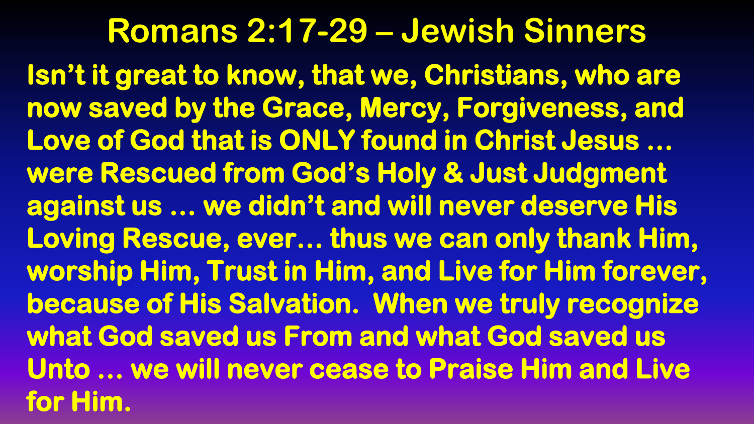# Romans 2:17-29 – Jewish Sinners

**Isn't it great to know, that we, Christians, who are now saved by the Grace, Mercy, Forgiveness, and Love of God that is ONLY found in Christ Jesus … were Rescued from God's Holy & Just Judgment against us … we didn't and will never deserve His Loving Rescue, ever… thus we can only thank Him, worship Him, Trust in Him, and Live for Him forever, because of His Salvation. When we truly recognize what God saved us From and what God saved us Unto … we will never cease to Praise Him and Live for Him.**